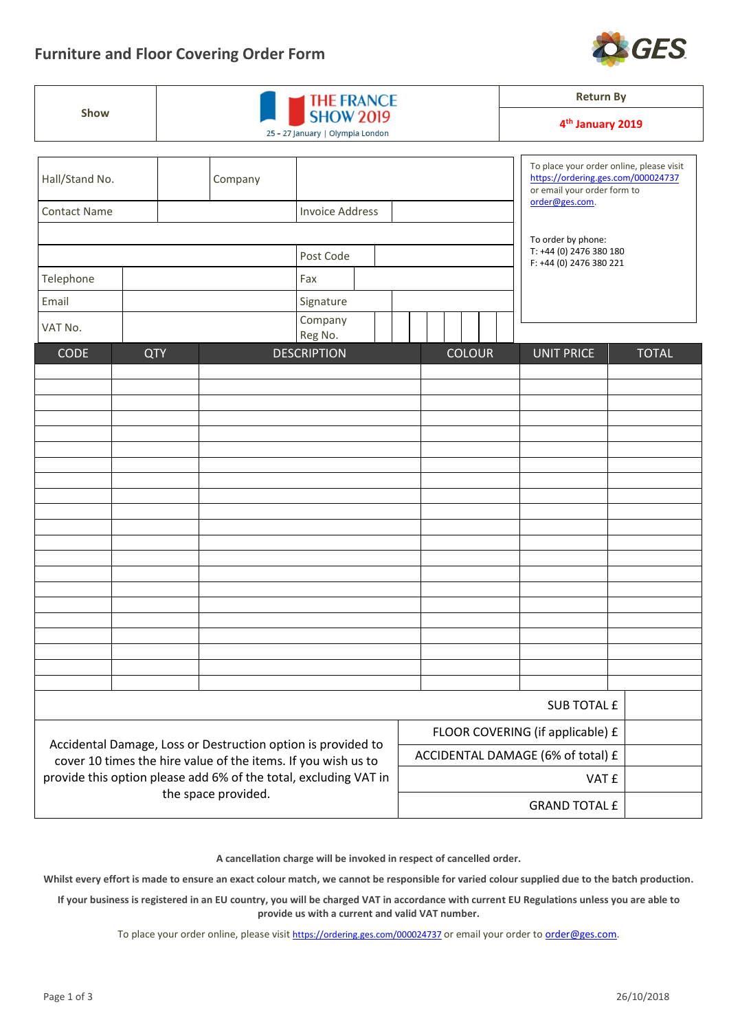# Furniture and Floor Covering Order Form

GES

| Show | THE FRANCE SHOW 2019 25 - 27 January \| Olympia London | Return By |
|---|---|---|
| | | 4th January 2019 |

| Hall/Stand No. | | Company | |
|---|---|---|---|
| Contact Name | | Invoice Address | |
| | | | |
| | | Post Code | |
| Telephone | | Fax | |
| Email | | Signature | |
| VAT No. | | Company Reg No. | |

To place your order online, please visit https://ordering.ges.com/000024737 or email your order form to order@ges.com.

To order by phone:
T: +44 (0) 2476 380 180
F: +44 (0) 2476 380 221

| CODE | QTY | DESCRIPTION | COLOUR | UNIT PRICE | TOTAL |
|---|---|---|---|---|---|
| | | | | | |
| | | | | | |
| | | | | | |
| | | | | | |
| | | | | | |
| | | | | | |
| | | | | | |
| | | | | | |
| | | | | | |
| | | | | | |
| | | | | | |
| | | | | | |
| | | | | | |
| | | | | | |
| | | | | | |
| | | | | | |
| | | | | | |
| | | | | | |
| | | | | | |
| | | | | | |
| | | | | | |

| | |
|---|---|
| SUB TOTAL £ | |
| FLOOR COVERING (if applicable) £ | |
| ACCIDENTAL DAMAGE (6% of total) £ | |
| VAT £ | |
| GRAND TOTAL £ | |

Accidental Damage, Loss or Destruction option is provided to cover 10 times the hire value of the items. If you wish us to provide this option please add 6% of the total, excluding VAT in the space provided.

**A cancellation charge will be invoked in respect of cancelled order.**

**Whilst every effort is made to ensure an exact colour match, we cannot be responsible for varied colour supplied due to the batch production.**

**If your business is registered in an EU country, you will be charged VAT in accordance with current EU Regulations unless you are able to provide us with a current and valid VAT number.**

To place your order online, please visit https://ordering.ges.com/000024737 or email your order to order@ges.com.

26/10/2018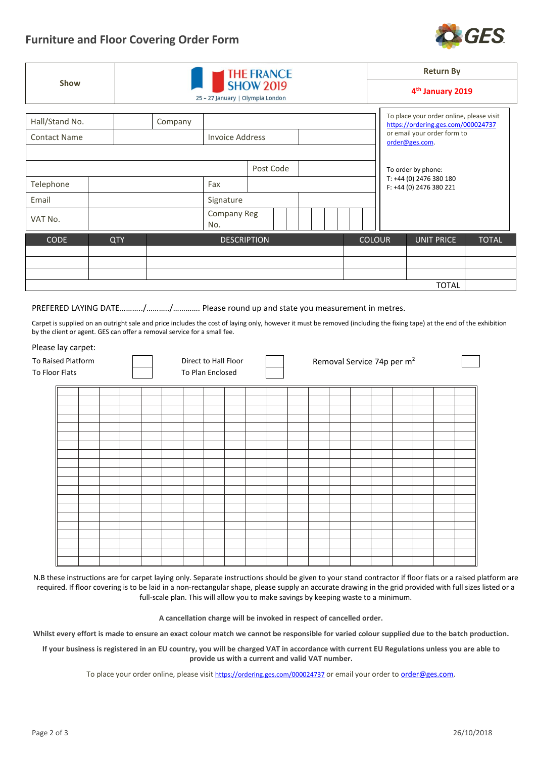# Furniture and Floor Covering Order Form

GES

| Show | THE FRANCE SHOW 2019<br>25 - 27 January \| Olympia London | Return By<br>4th January 2019 |
|---|---|---|

| Hall/Stand No. | | Company | |
|---|---|---|---|
| Contact Name | | Invoice Address | |
| | | | |
| | | Post Code | |
| Telephone | | Fax | |
| Email | | Signature | |
| VAT No. | | Company Reg No. | |

To place your order online, please visit https://ordering.ges.com/000024737 or email your order form to order@ges.com.

To order by phone:
T: +44 (0) 2476 380 180
F: +44 (0) 2476 380 221

| CODE | QTY | DESCRIPTION | COLOUR | UNIT PRICE | TOTAL |
|---|---|---|---|---|---|
| | | | | | |
| | | | | | |
| | | | | | |
| | | | | TOTAL | |

PREFERED LAYING DATE………../………../………… Please round up and state you measurement in metres.

Carpet is supplied on an outright sale and price includes the cost of laying only, however it must be removed (including the fixing tape) at the end of the exhibition by the client or agent. GES can offer a removal service for a small fee.

Please lay carpet:

| | | | | | |
|---|---|---|---|---|---|
| To Raised Platform | ☐ | Direct to Hall Floor | ☐ | Removal Service 74p per $m^2$ | ☐ |
| To Floor Flats | ☐ | To Plan Enclosed | ☐ | | |

N.B these instructions are for carpet laying only. Separate instructions should be given to your stand contractor if floor flats or a raised platform are required. If floor covering is to be laid in a non-rectangular shape, please supply an accurate drawing in the grid provided with full sizes listed or a full-scale plan. This will allow you to make savings by keeping waste to a minimum.

**A cancellation charge will be invoked in respect of cancelled order.**

**Whilst every effort is made to ensure an exact colour match we cannot be responsible for varied colour supplied due to the batch production.**

**If your business is registered in an EU country, you will be charged VAT in accordance with current EU Regulations unless you are able to provide us with a current and valid VAT number.**

To place your order online, please visit https://ordering.ges.com/000024737 or email your order to order@ges.com.

26/10/2018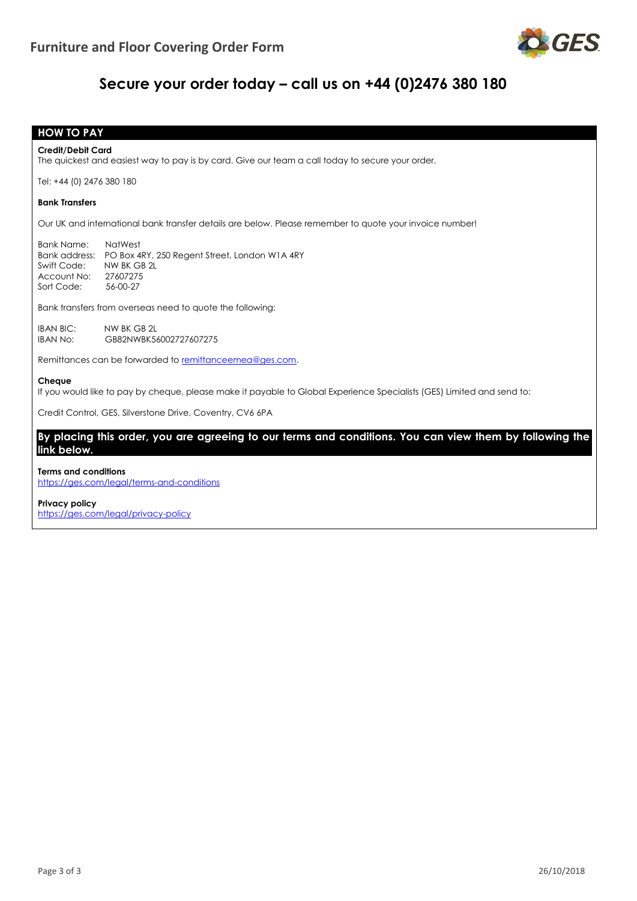# Furniture and Floor Covering Order Form

## Secure your order today – call us on +44 (0)2476 380 180

## HOW TO PAY

**Credit/Debit Card**
The quickest and easiest way to pay is by card. Give our team a call today to secure your order.

Tel: +44 (0) 2476 380 180

**Bank Transfers**

Our UK and international bank transfer details are below. Please remember to quote your invoice number!

Bank Name: NatWest
Bank address: PO Box 4RY, 250 Regent Street, London W1A 4RY
Swift Code: NW BK GB 2L
Account No: 27607275
Sort Code: 56-00-27

Bank transfers from overseas need to quote the following:

IBAN BIC: NW BK GB 2L
IBAN No: GB82NWBK56002727607275

Remittances can be forwarded to remittanceemea@ges.com.

**Cheque**
If you would like to pay by cheque, please make it payable to Global Experience Specialists (GES) Limited and send to:

Credit Control, GES, Silverstone Drive, Coventry, CV6 6PA

**By placing this order, you are agreeing to our terms and conditions. You can view them by following the link below.**

**Terms and conditions**
https://ges.com/legal/terms-and-conditions

**Privacy policy**
https://ges.com/legal/privacy-policy